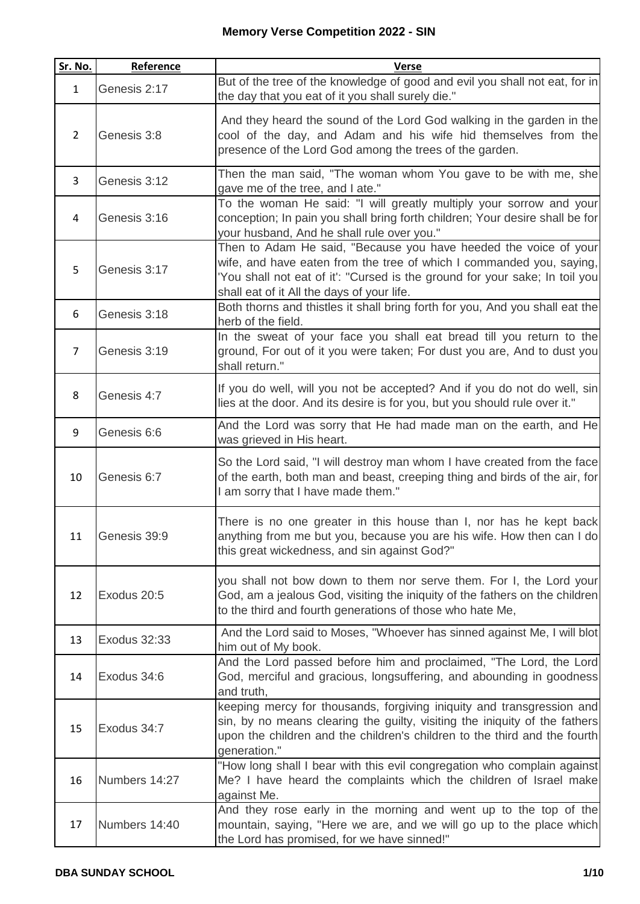# Memory Verse Competition 2022 - SIN

| Sr. No. | Reference | Verse |
|---|---|---|
| 1 | Genesis 2:17 | But of the tree of the knowledge of good and evil you shall not eat, for in the day that you eat of it you shall surely die." |
| 2 | Genesis 3:8 | And they heard the sound of the Lord God walking in the garden in the cool of the day, and Adam and his wife hid themselves from the presence of the Lord God among the trees of the garden. |
| 3 | Genesis 3:12 | Then the man said, "The woman whom You gave to be with me, she gave me of the tree, and I ate." |
| 4 | Genesis 3:16 | To the woman He said: "I will greatly multiply your sorrow and your conception; In pain you shall bring forth children; Your desire shall be for your husband, And he shall rule over you." |
| 5 | Genesis 3:17 | Then to Adam He said, "Because you have heeded the voice of your wife, and have eaten from the tree of which I commanded you, saying, 'You shall not eat of it': "Cursed is the ground for your sake; In toil you shall eat of it All the days of your life. |
| 6 | Genesis 3:18 | Both thorns and thistles it shall bring forth for you, And you shall eat the herb of the field. |
| 7 | Genesis 3:19 | In the sweat of your face you shall eat bread till you return to the ground, For out of it you were taken; For dust you are, And to dust you shall return." |
| 8 | Genesis 4:7 | If you do well, will you not be accepted? And if you do not do well, sin lies at the door. And its desire is for you, but you should rule over it." |
| 9 | Genesis 6:6 | And the Lord was sorry that He had made man on the earth, and He was grieved in His heart. |
| 10 | Genesis 6:7 | So the Lord said, "I will destroy man whom I have created from the face of the earth, both man and beast, creeping thing and birds of the air, for I am sorry that I have made them." |
| 11 | Genesis 39:9 | There is no one greater in this house than I, nor has he kept back anything from me but you, because you are his wife. How then can I do this great wickedness, and sin against God?" |
| 12 | Exodus 20:5 | you shall not bow down to them nor serve them. For I, the Lord your God, am a jealous God, visiting the iniquity of the fathers on the children to the third and fourth generations of those who hate Me, |
| 13 | Exodus 32:33 | And the Lord said to Moses, "Whoever has sinned against Me, I will blot him out of My book. |
| 14 | Exodus 34:6 | And the Lord passed before him and proclaimed, "The Lord, the Lord God, merciful and gracious, longsuffering, and abounding in goodness and truth, |
| 15 | Exodus 34:7 | keeping mercy for thousands, forgiving iniquity and transgression and sin, by no means clearing the guilty, visiting the iniquity of the fathers upon the children and the children's children to the third and the fourth generation." |
| 16 | Numbers 14:27 | "How long shall I bear with this evil congregation who complain against Me? I have heard the complaints which the children of Israel make against Me. |
| 17 | Numbers 14:40 | And they rose early in the morning and went up to the top of the mountain, saying, "Here we are, and we will go up to the place which the Lord has promised, for we have sinned!" |

DBA SUNDAY SCHOOL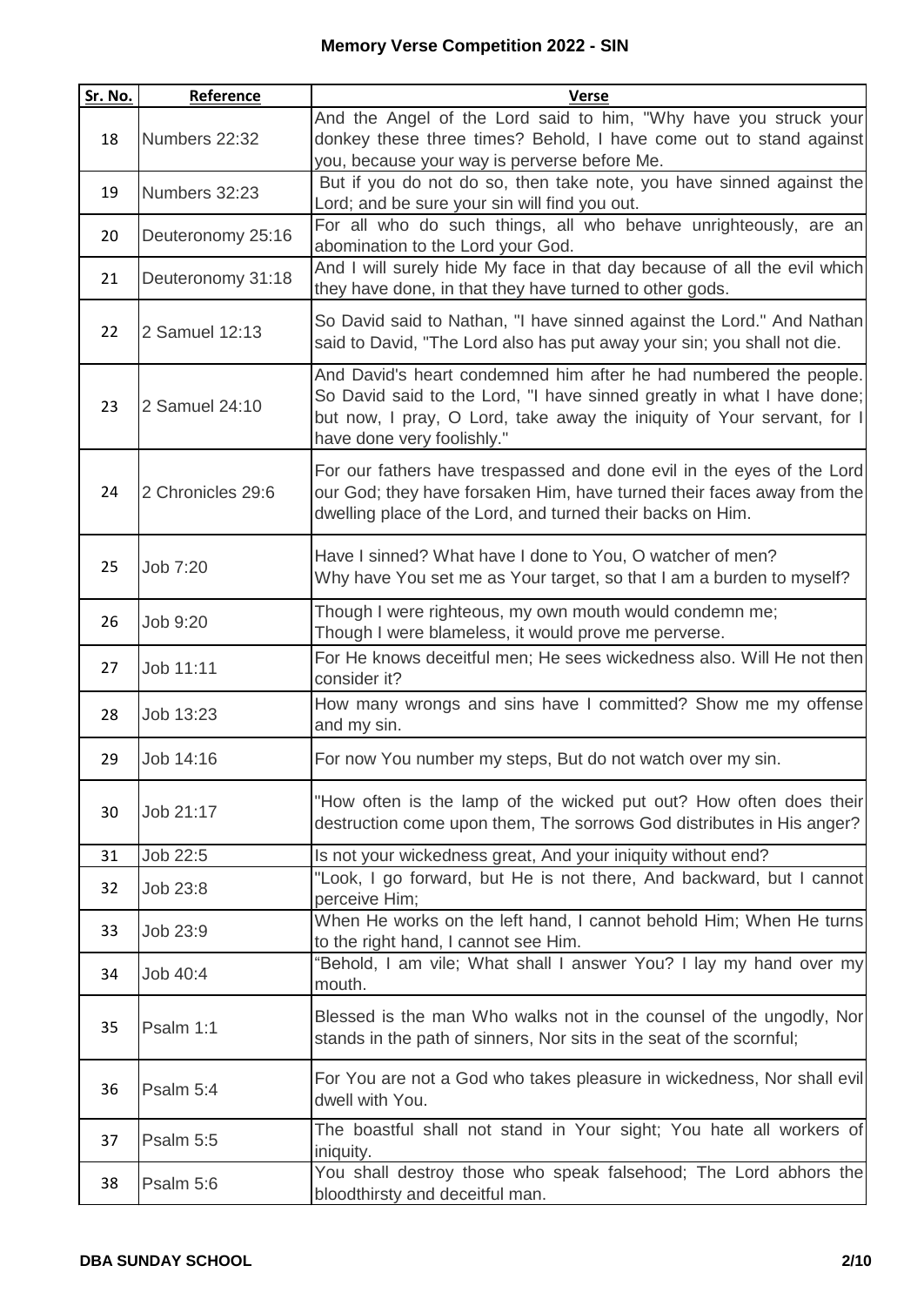# Memory Verse Competition 2022 - SIN

| Sr. No. | Reference | Verse |
|---|---|---|
| 18 | Numbers 22:32 | And the Angel of the Lord said to him, "Why have you struck your donkey these three times? Behold, I have come out to stand against you, because your way is perverse before Me. |
| 19 | Numbers 32:23 | But if you do not do so, then take note, you have sinned against the Lord; and be sure your sin will find you out. |
| 20 | Deuteronomy 25:16 | For all who do such things, all who behave unrighteously, are an abomination to the Lord your God. |
| 21 | Deuteronomy 31:18 | And I will surely hide My face in that day because of all the evil which they have done, in that they have turned to other gods. |
| 22 | 2 Samuel 12:13 | So David said to Nathan, "I have sinned against the Lord." And Nathan said to David, "The Lord also has put away your sin; you shall not die. |
| 23 | 2 Samuel 24:10 | And David's heart condemned him after he had numbered the people. So David said to the Lord, "I have sinned greatly in what I have done; but now, I pray, O Lord, take away the iniquity of Your servant, for I have done very foolishly." |
| 24 | 2 Chronicles 29:6 | For our fathers have trespassed and done evil in the eyes of the Lord our God; they have forsaken Him, have turned their faces away from the dwelling place of the Lord, and turned their backs on Him. |
| 25 | Job 7:20 | Have I sinned? What have I done to You, O watcher of men? Why have You set me as Your target, so that I am a burden to myself? |
| 26 | Job 9:20 | Though I were righteous, my own mouth would condemn me; Though I were blameless, it would prove me perverse. |
| 27 | Job 11:11 | For He knows deceitful men; He sees wickedness also. Will He not then consider it? |
| 28 | Job 13:23 | How many wrongs and sins have I committed? Show me my offense and my sin. |
| 29 | Job 14:16 | For now You number my steps, But do not watch over my sin. |
| 30 | Job 21:17 | "How often is the lamp of the wicked put out? How often does their destruction come upon them, The sorrows God distributes in His anger? |
| 31 | Job 22:5 | Is not your wickedness great, And your iniquity without end? |
| 32 | Job 23:8 | "Look, I go forward, but He is not there, And backward, but I cannot perceive Him; |
| 33 | Job 23:9 | When He works on the left hand, I cannot behold Him; When He turns to the right hand, I cannot see Him. |
| 34 | Job 40:4 | "Behold, I am vile; What shall I answer You? I lay my hand over my mouth. |
| 35 | Psalm 1:1 | Blessed is the man Who walks not in the counsel of the ungodly, Nor stands in the path of sinners, Nor sits in the seat of the scornful; |
| 36 | Psalm 5:4 | For You are not a God who takes pleasure in wickedness, Nor shall evil dwell with You. |
| 37 | Psalm 5:5 | The boastful shall not stand in Your sight; You hate all workers of iniquity. |
| 38 | Psalm 5:6 | You shall destroy those who speak falsehood; The Lord abhors the bloodthirsty and deceitful man. |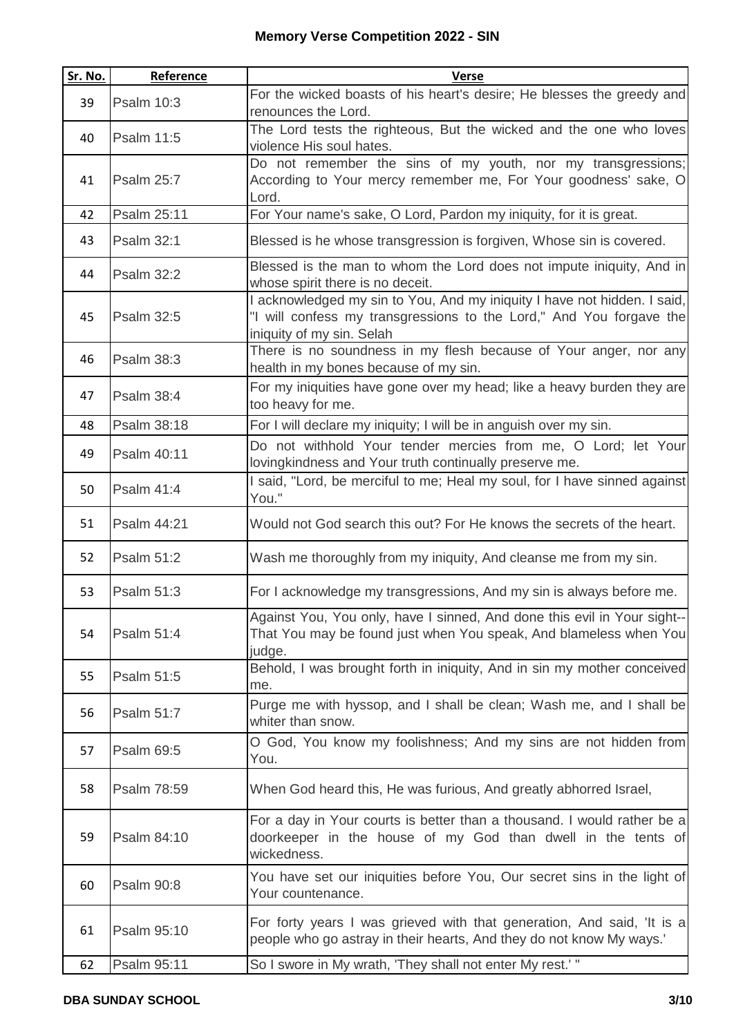# Memory Verse Competition 2022 - SIN

| Sr. No. | Reference | Verse |
|---|---|---|
| 39 | Psalm 10:3 | For the wicked boasts of his heart's desire; He blesses the greedy and renounces the Lord. |
| 40 | Psalm 11:5 | The Lord tests the righteous, But the wicked and the one who loves violence His soul hates. |
| 41 | Psalm 25:7 | Do not remember the sins of my youth, nor my transgressions; According to Your mercy remember me, For Your goodness' sake, O Lord. |
| 42 | Psalm 25:11 | For Your name's sake, O Lord, Pardon my iniquity, for it is great. |
| 43 | Psalm 32:1 | Blessed is he whose transgression is forgiven, Whose sin is covered. |
| 44 | Psalm 32:2 | Blessed is the man to whom the Lord does not impute iniquity, And in whose spirit there is no deceit. |
| 45 | Psalm 32:5 | I acknowledged my sin to You, And my iniquity I have not hidden. I said, "I will confess my transgressions to the Lord," And You forgave the iniquity of my sin. Selah |
| 46 | Psalm 38:3 | There is no soundness in my flesh because of Your anger, nor any health in my bones because of my sin. |
| 47 | Psalm 38:4 | For my iniquities have gone over my head; like a heavy burden they are too heavy for me. |
| 48 | Psalm 38:18 | For I will declare my iniquity; I will be in anguish over my sin. |
| 49 | Psalm 40:11 | Do not withhold Your tender mercies from me, O Lord; let Your lovingkindness and Your truth continually preserve me. |
| 50 | Psalm 41:4 | I said, "Lord, be merciful to me; Heal my soul, for I have sinned against You." |
| 51 | Psalm 44:21 | Would not God search this out? For He knows the secrets of the heart. |
| 52 | Psalm 51:2 | Wash me thoroughly from my iniquity, And cleanse me from my sin. |
| 53 | Psalm 51:3 | For I acknowledge my transgressions, And my sin is always before me. |
| 54 | Psalm 51:4 | Against You, You only, have I sinned, And done this evil in Your sight-- That You may be found just when You speak, And blameless when You judge. |
| 55 | Psalm 51:5 | Behold, I was brought forth in iniquity, And in sin my mother conceived me. |
| 56 | Psalm 51:7 | Purge me with hyssop, and I shall be clean; Wash me, and I shall be whiter than snow. |
| 57 | Psalm 69:5 | O God, You know my foolishness; And my sins are not hidden from You. |
| 58 | Psalm 78:59 | When God heard this, He was furious, And greatly abhorred Israel, |
| 59 | Psalm 84:10 | For a day in Your courts is better than a thousand. I would rather be a doorkeeper in the house of my God than dwell in the tents of wickedness. |
| 60 | Psalm 90:8 | You have set our iniquities before You, Our secret sins in the light of Your countenance. |
| 61 | Psalm 95:10 | For forty years I was grieved with that generation, And said, 'It is a people who go astray in their hearts, And they do not know My ways.' |
| 62 | Psalm 95:11 | So I swore in My wrath, 'They shall not enter My rest.' " |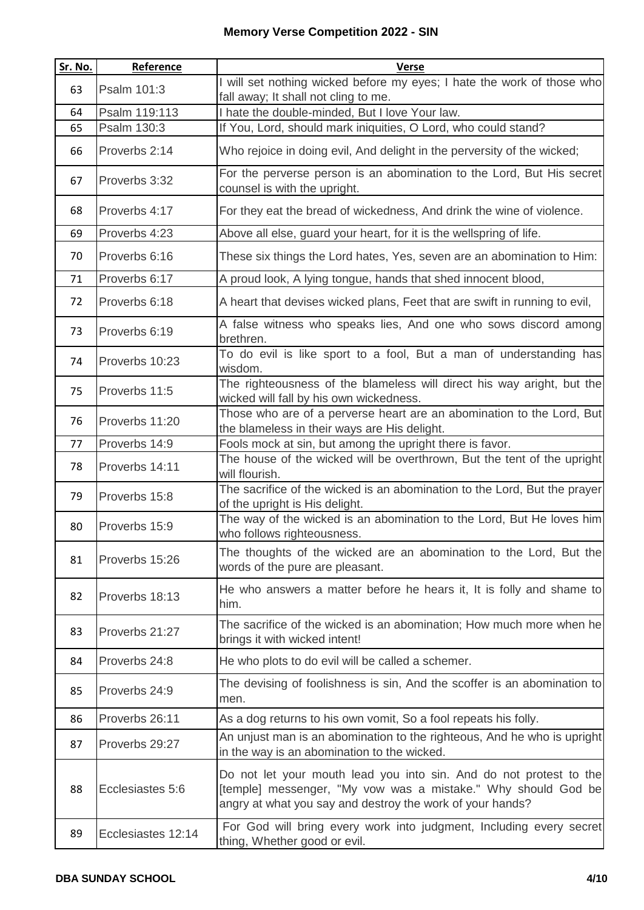## Memory Verse Competition 2022 - SIN

| Sr. No. | Reference | Verse |
|---|---|---|
| 63 | Psalm 101:3 | I will set nothing wicked before my eyes; I hate the work of those who fall away; It shall not cling to me. |
| 64 | Psalm 119:113 | I hate the double-minded, But I love Your law. |
| 65 | Psalm 130:3 | If You, Lord, should mark iniquities, O Lord, who could stand? |
| 66 | Proverbs 2:14 | Who rejoice in doing evil, And delight in the perversity of the wicked; |
| 67 | Proverbs 3:32 | For the perverse person is an abomination to the Lord, But His secret counsel is with the upright. |
| 68 | Proverbs 4:17 | For they eat the bread of wickedness, And drink the wine of violence. |
| 69 | Proverbs 4:23 | Above all else, guard your heart, for it is the wellspring of life. |
| 70 | Proverbs 6:16 | These six things the Lord hates, Yes, seven are an abomination to Him: |
| 71 | Proverbs 6:17 | A proud look, A lying tongue, hands that shed innocent blood, |
| 72 | Proverbs 6:18 | A heart that devises wicked plans, Feet that are swift in running to evil, |
| 73 | Proverbs 6:19 | A false witness who speaks lies, And one who sows discord among brethren. |
| 74 | Proverbs 10:23 | To do evil is like sport to a fool, But a man of understanding has wisdom. |
| 75 | Proverbs 11:5 | The righteousness of the blameless will direct his way aright, but the wicked will fall by his own wickedness. |
| 76 | Proverbs 11:20 | Those who are of a perverse heart are an abomination to the Lord, But the blameless in their ways are His delight. |
| 77 | Proverbs 14:9 | Fools mock at sin, but among the upright there is favor. |
| 78 | Proverbs 14:11 | The house of the wicked will be overthrown, But the tent of the upright will flourish. |
| 79 | Proverbs 15:8 | The sacrifice of the wicked is an abomination to the Lord, But the prayer of the upright is His delight. |
| 80 | Proverbs 15:9 | The way of the wicked is an abomination to the Lord, But He loves him who follows righteousness. |
| 81 | Proverbs 15:26 | The thoughts of the wicked are an abomination to the Lord, But the words of the pure are pleasant. |
| 82 | Proverbs 18:13 | He who answers a matter before he hears it, It is folly and shame to him. |
| 83 | Proverbs 21:27 | The sacrifice of the wicked is an abomination; How much more when he brings it with wicked intent! |
| 84 | Proverbs 24:8 | He who plots to do evil will be called a schemer. |
| 85 | Proverbs 24:9 | The devising of foolishness is sin, And the scoffer is an abomination to men. |
| 86 | Proverbs 26:11 | As a dog returns to his own vomit, So a fool repeats his folly. |
| 87 | Proverbs 29:27 | An unjust man is an abomination to the righteous, And he who is upright in the way is an abomination to the wicked. |
| 88 | Ecclesiastes 5:6 | Do not let your mouth lead you into sin. And do not protest to the [temple] messenger, "My vow was a mistake." Why should God be angry at what you say and destroy the work of your hands? |
| 89 | Ecclesiastes 12:14 | For God will bring every work into judgment, Including every secret thing, Whether good or evil. |

**DBA SUNDAY SCHOOL**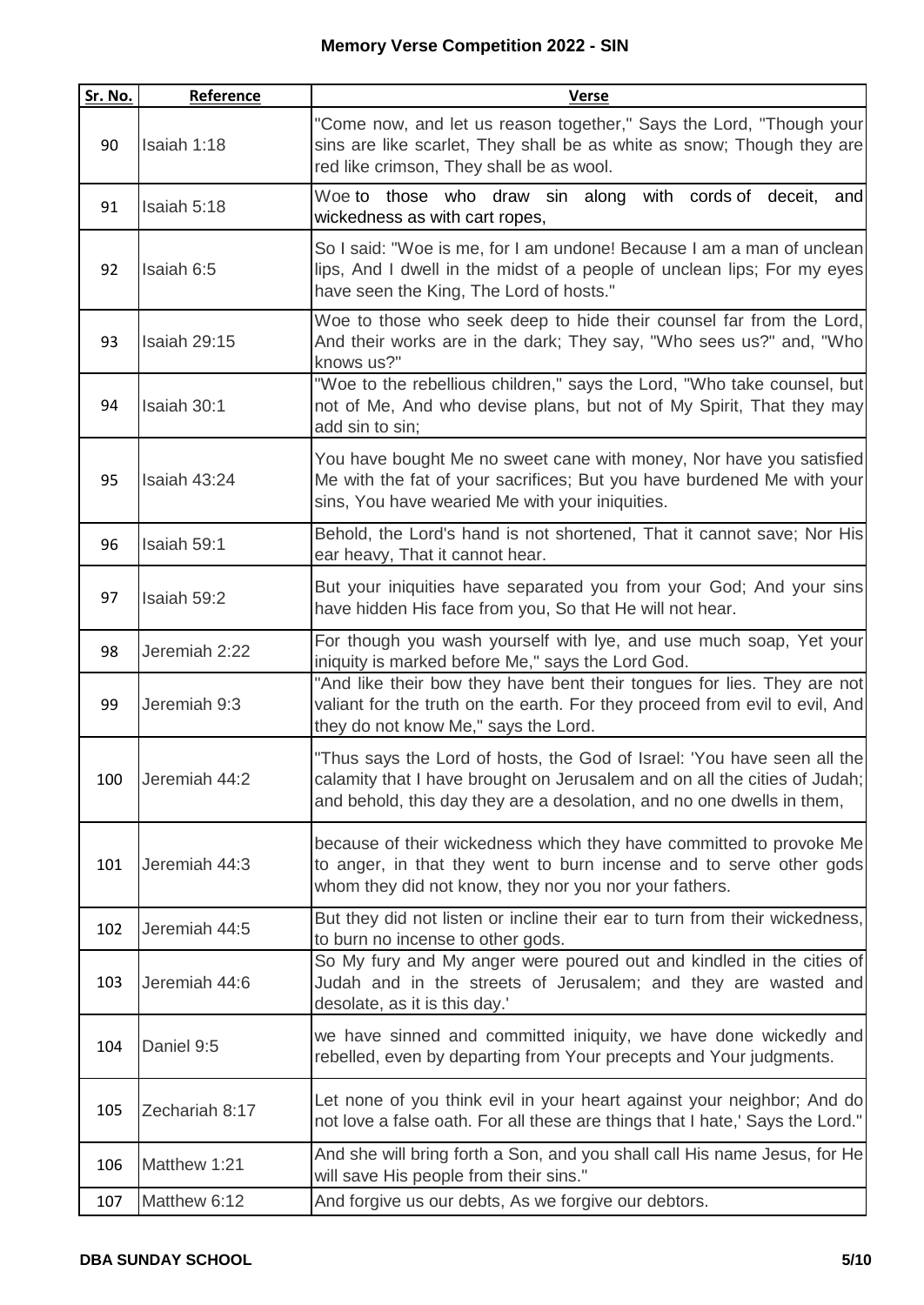# Memory Verse Competition 2022 - SIN

| Sr. No. | Reference | Verse |
|---|---|---|
| 90 | Isaiah 1:18 | "Come now, and let us reason together," Says the Lord, "Though your sins are like scarlet, They shall be as white as snow; Though they are red like crimson, They shall be as wool. |
| 91 | Isaiah 5:18 | Woe to those who draw sin along with cords of deceit, and wickedness as with cart ropes, |
| 92 | Isaiah 6:5 | So I said: "Woe is me, for I am undone! Because I am a man of unclean lips, And I dwell in the midst of a people of unclean lips; For my eyes have seen the King, The Lord of hosts." |
| 93 | Isaiah 29:15 | Woe to those who seek deep to hide their counsel far from the Lord, And their works are in the dark; They say, "Who sees us?" and, "Who knows us?" |
| 94 | Isaiah 30:1 | "Woe to the rebellious children," says the Lord, "Who take counsel, but not of Me, And who devise plans, but not of My Spirit, That they may add sin to sin; |
| 95 | Isaiah 43:24 | You have bought Me no sweet cane with money, Nor have you satisfied Me with the fat of your sacrifices; But you have burdened Me with your sins, You have wearied Me with your iniquities. |
| 96 | Isaiah 59:1 | Behold, the Lord's hand is not shortened, That it cannot save; Nor His ear heavy, That it cannot hear. |
| 97 | Isaiah 59:2 | But your iniquities have separated you from your God; And your sins have hidden His face from you, So that He will not hear. |
| 98 | Jeremiah 2:22 | For though you wash yourself with lye, and use much soap, Yet your iniquity is marked before Me," says the Lord God. |
| 99 | Jeremiah 9:3 | "And like their bow they have bent their tongues for lies. They are not valiant for the truth on the earth. For they proceed from evil to evil, And they do not know Me," says the Lord. |
| 100 | Jeremiah 44:2 | "Thus says the Lord of hosts, the God of Israel: 'You have seen all the calamity that I have brought on Jerusalem and on all the cities of Judah; and behold, this day they are a desolation, and no one dwells in them, |
| 101 | Jeremiah 44:3 | because of their wickedness which they have committed to provoke Me to anger, in that they went to burn incense and to serve other gods whom they did not know, they nor you nor your fathers. |
| 102 | Jeremiah 44:5 | But they did not listen or incline their ear to turn from their wickedness, to burn no incense to other gods. |
| 103 | Jeremiah 44:6 | So My fury and My anger were poured out and kindled in the cities of Judah and in the streets of Jerusalem; and they are wasted and desolate, as it is this day.' |
| 104 | Daniel 9:5 | we have sinned and committed iniquity, we have done wickedly and rebelled, even by departing from Your precepts and Your judgments. |
| 105 | Zechariah 8:17 | Let none of you think evil in your heart against your neighbor; And do not love a false oath. For all these are things that I hate,' Says the Lord." |
| 106 | Matthew 1:21 | And she will bring forth a Son, and you shall call His name Jesus, for He will save His people from their sins." |
| 107 | Matthew 6:12 | And forgive us our debts, As we forgive our debtors. |

**DBA SUNDAY SCHOOL**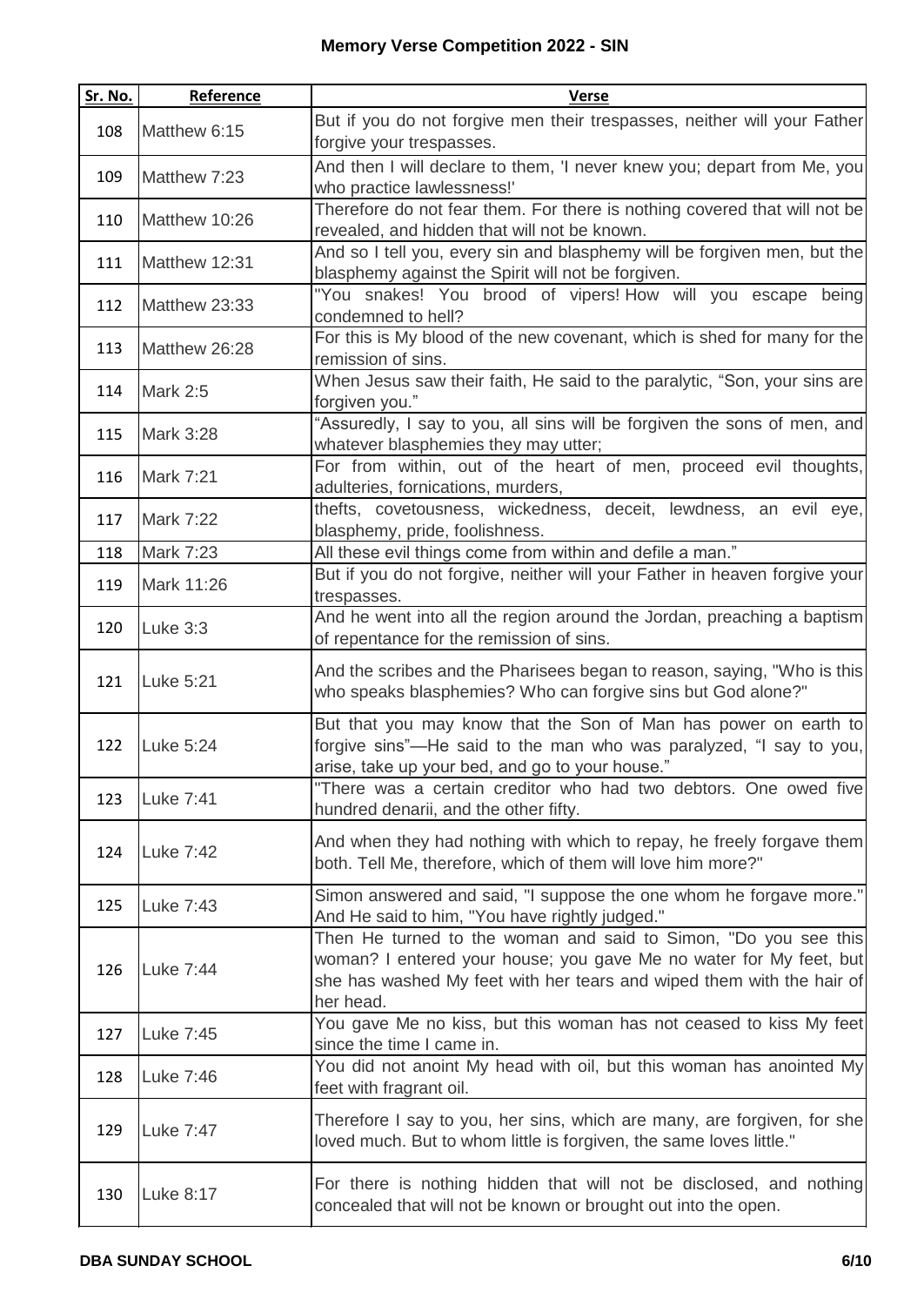## Memory Verse Competition 2022 - SIN

| Sr. No. | Reference | Verse |
|---|---|---|
| 108 | Matthew 6:15 | But if you do not forgive men their trespasses, neither will your Father forgive your trespasses. |
| 109 | Matthew 7:23 | And then I will declare to them, 'I never knew you; depart from Me, you who practice lawlessness!' |
| 110 | Matthew 10:26 | Therefore do not fear them. For there is nothing covered that will not be revealed, and hidden that will not be known. |
| 111 | Matthew 12:31 | And so I tell you, every sin and blasphemy will be forgiven men, but the blasphemy against the Spirit will not be forgiven. |
| 112 | Matthew 23:33 | "You snakes! You brood of vipers! How will you escape being condemned to hell? |
| 113 | Matthew 26:28 | For this is My blood of the new covenant, which is shed for many for the remission of sins. |
| 114 | Mark 2:5 | When Jesus saw their faith, He said to the paralytic, "Son, your sins are forgiven you." |
| 115 | Mark 3:28 | "Assuredly, I say to you, all sins will be forgiven the sons of men, and whatever blasphemies they may utter; |
| 116 | Mark 7:21 | For from within, out of the heart of men, proceed evil thoughts, adulteries, fornications, murders, |
| 117 | Mark 7:22 | thefts, covetousness, wickedness, deceit, lewdness, an evil eye, blasphemy, pride, foolishness. |
| 118 | Mark 7:23 | All these evil things come from within and defile a man." |
| 119 | Mark 11:26 | But if you do not forgive, neither will your Father in heaven forgive your trespasses. |
| 120 | Luke 3:3 | And he went into all the region around the Jordan, preaching a baptism of repentance for the remission of sins. |
| 121 | Luke 5:21 | And the scribes and the Pharisees began to reason, saying, "Who is this who speaks blasphemies? Who can forgive sins but God alone?" |
| 122 | Luke 5:24 | But that you may know that the Son of Man has power on earth to forgive sins"—He said to the man who was paralyzed, "I say to you, arise, take up your bed, and go to your house." |
| 123 | Luke 7:41 | "There was a certain creditor who had two debtors. One owed five hundred denarii, and the other fifty. |
| 124 | Luke 7:42 | And when they had nothing with which to repay, he freely forgave them both. Tell Me, therefore, which of them will love him more?" |
| 125 | Luke 7:43 | Simon answered and said, "I suppose the one whom he forgave more." And He said to him, "You have rightly judged." |
| 126 | Luke 7:44 | Then He turned to the woman and said to Simon, "Do you see this woman? I entered your house; you gave Me no water for My feet, but she has washed My feet with her tears and wiped them with the hair of her head. |
| 127 | Luke 7:45 | You gave Me no kiss, but this woman has not ceased to kiss My feet since the time I came in. |
| 128 | Luke 7:46 | You did not anoint My head with oil, but this woman has anointed My feet with fragrant oil. |
| 129 | Luke 7:47 | Therefore I say to you, her sins, which are many, are forgiven, for she loved much. But to whom little is forgiven, the same loves little." |
| 130 | Luke 8:17 | For there is nothing hidden that will not be disclosed, and nothing concealed that will not be known or brought out into the open. |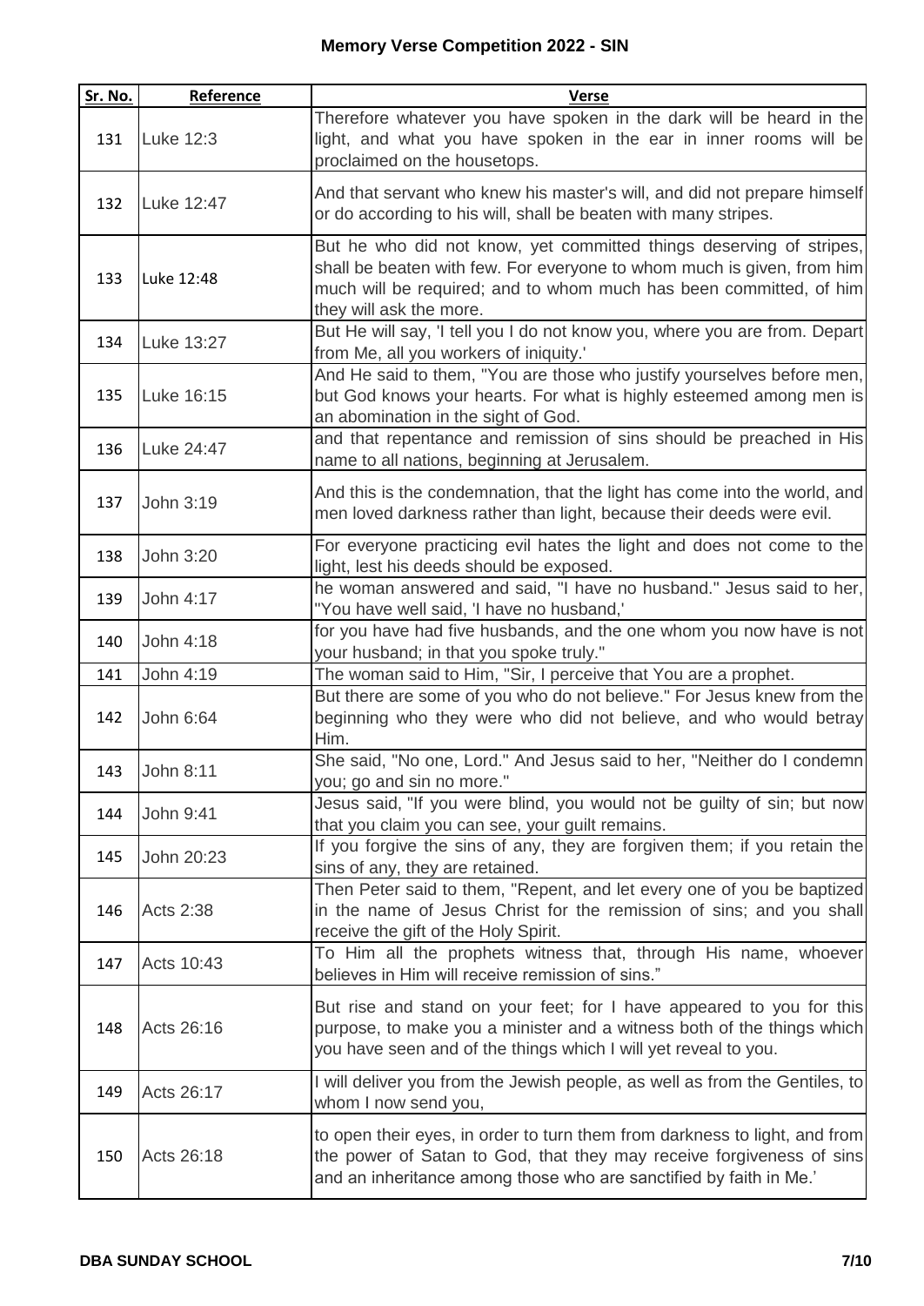**Memory Verse Competition 2022 - SIN**

| Sr. No. | Reference | Verse |
|---|---|---|
| 131 | Luke 12:3 | Therefore whatever you have spoken in the dark will be heard in the light, and what you have spoken in the ear in inner rooms will be proclaimed on the housetops. |
| 132 | Luke 12:47 | And that servant who knew his master's will, and did not prepare himself or do according to his will, shall be beaten with many stripes. |
| 133 | Luke 12:48 | But he who did not know, yet committed things deserving of stripes, shall be beaten with few. For everyone to whom much is given, from him much will be required; and to whom much has been committed, of him they will ask the more. |
| 134 | Luke 13:27 | But He will say, 'I tell you I do not know you, where you are from. Depart from Me, all you workers of iniquity.' |
| 135 | Luke 16:15 | And He said to them, "You are those who justify yourselves before men, but God knows your hearts. For what is highly esteemed among men is an abomination in the sight of God. |
| 136 | Luke 24:47 | and that repentance and remission of sins should be preached in His name to all nations, beginning at Jerusalem. |
| 137 | John 3:19 | And this is the condemnation, that the light has come into the world, and men loved darkness rather than light, because their deeds were evil. |
| 138 | John 3:20 | For everyone practicing evil hates the light and does not come to the light, lest his deeds should be exposed. |
| 139 | John 4:17 | he woman answered and said, "I have no husband." Jesus said to her, "You have well said, 'I have no husband,' |
| 140 | John 4:18 | for you have had five husbands, and the one whom you now have is not your husband; in that you spoke truly." |
| 141 | John 4:19 | The woman said to Him, "Sir, I perceive that You are a prophet. |
| 142 | John 6:64 | But there are some of you who do not believe." For Jesus knew from the beginning who they were who did not believe, and who would betray Him. |
| 143 | John 8:11 | She said, "No one, Lord." And Jesus said to her, "Neither do I condemn you; go and sin no more." |
| 144 | John 9:41 | Jesus said, "If you were blind, you would not be guilty of sin; but now that you claim you can see, your guilt remains. |
| 145 | John 20:23 | If you forgive the sins of any, they are forgiven them; if you retain the sins of any, they are retained. |
| 146 | Acts 2:38 | Then Peter said to them, "Repent, and let every one of you be baptized in the name of Jesus Christ for the remission of sins; and you shall receive the gift of the Holy Spirit. |
| 147 | Acts 10:43 | To Him all the prophets witness that, through His name, whoever believes in Him will receive remission of sins." |
| 148 | Acts 26:16 | But rise and stand on your feet; for I have appeared to you for this purpose, to make you a minister and a witness both of the things which you have seen and of the things which I will yet reveal to you. |
| 149 | Acts 26:17 | I will deliver you from the Jewish people, as well as from the Gentiles, to whom I now send you, |
| 150 | Acts 26:18 | to open their eyes, in order to turn them from darkness to light, and from the power of Satan to God, that they may receive forgiveness of sins and an inheritance among those who are sanctified by faith in Me.' |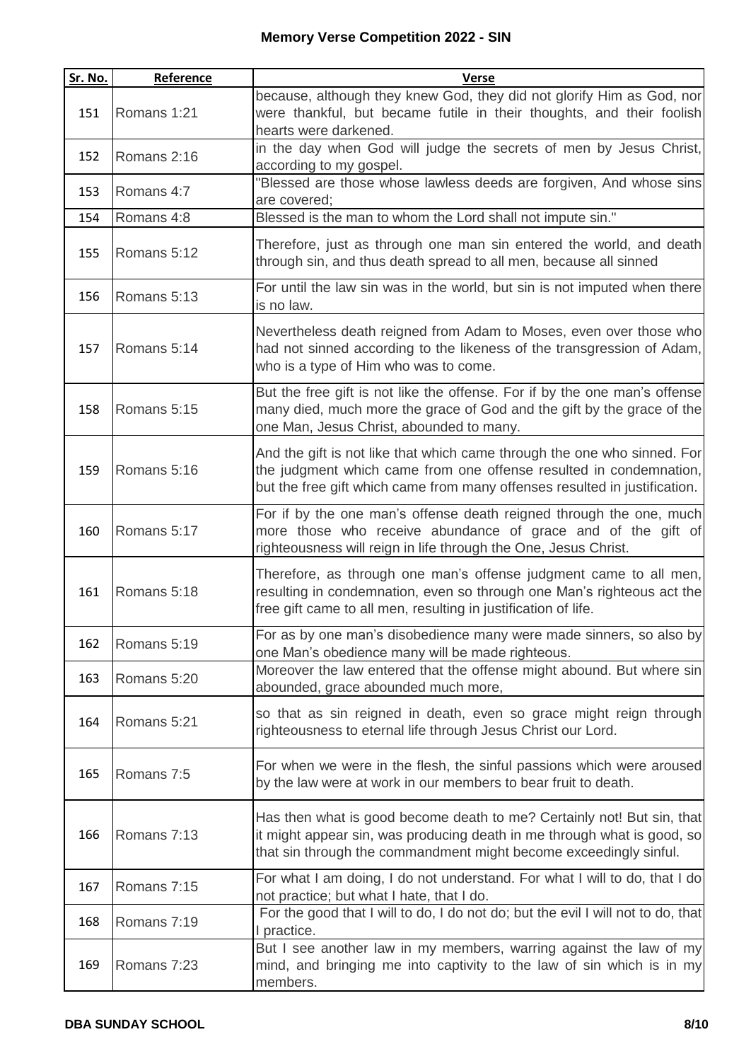**Memory Verse Competition 2022 - SIN**

| Sr. No. | Reference | Verse |
|---|---|---|
| 151 | Romans 1:21 | because, although they knew God, they did not glorify Him as God, nor were thankful, but became futile in their thoughts, and their foolish hearts were darkened. |
| 152 | Romans 2:16 | in the day when God will judge the secrets of men by Jesus Christ, according to my gospel. |
| 153 | Romans 4:7 | "Blessed are those whose lawless deeds are forgiven, And whose sins are covered; |
| 154 | Romans 4:8 | Blessed is the man to whom the Lord shall not impute sin." |
| 155 | Romans 5:12 | Therefore, just as through one man sin entered the world, and death through sin, and thus death spread to all men, because all sinned |
| 156 | Romans 5:13 | For until the law sin was in the world, but sin is not imputed when there is no law. |
| 157 | Romans 5:14 | Nevertheless death reigned from Adam to Moses, even over those who had not sinned according to the likeness of the transgression of Adam, who is a type of Him who was to come. |
| 158 | Romans 5:15 | But the free gift is not like the offense. For if by the one man's offense many died, much more the grace of God and the gift by the grace of the one Man, Jesus Christ, abounded to many. |
| 159 | Romans 5:16 | And the gift is not like that which came through the one who sinned. For the judgment which came from one offense resulted in condemnation, but the free gift which came from many offenses resulted in justification. |
| 160 | Romans 5:17 | For if by the one man's offense death reigned through the one, much more those who receive abundance of grace and of the gift of righteousness will reign in life through the One, Jesus Christ. |
| 161 | Romans 5:18 | Therefore, as through one man's offense judgment came to all men, resulting in condemnation, even so through one Man's righteous act the free gift came to all men, resulting in justification of life. |
| 162 | Romans 5:19 | For as by one man's disobedience many were made sinners, so also by one Man's obedience many will be made righteous. |
| 163 | Romans 5:20 | Moreover the law entered that the offense might abound. But where sin abounded, grace abounded much more, |
| 164 | Romans 5:21 | so that as sin reigned in death, even so grace might reign through righteousness to eternal life through Jesus Christ our Lord. |
| 165 | Romans 7:5 | For when we were in the flesh, the sinful passions which were aroused by the law were at work in our members to bear fruit to death. |
| 166 | Romans 7:13 | Has then what is good become death to me? Certainly not! But sin, that it might appear sin, was producing death in me through what is good, so that sin through the commandment might become exceedingly sinful. |
| 167 | Romans 7:15 | For what I am doing, I do not understand. For what I will to do, that I do not practice; but what I hate, that I do. |
| 168 | Romans 7:19 | For the good that I will to do, I do not do; but the evil I will not to do, that I practice. |
| 169 | Romans 7:23 | But I see another law in my members, warring against the law of my mind, and bringing me into captivity to the law of sin which is in my members. |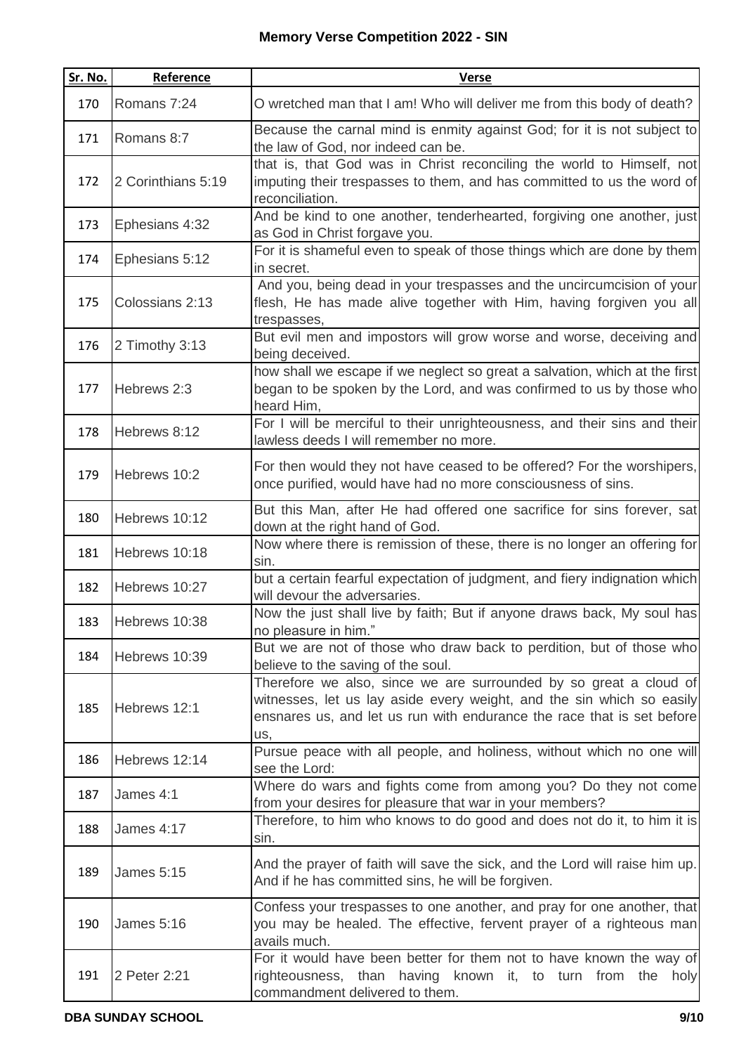**Memory Verse Competition 2022 - SIN**

| Sr. No. | Reference | Verse |
|---|---|---|
| 170 | Romans 7:24 | O wretched man that I am! Who will deliver me from this body of death? |
| 171 | Romans 8:7 | Because the carnal mind is enmity against God; for it is not subject to the law of God, nor indeed can be. |
| 172 | 2 Corinthians 5:19 | that is, that God was in Christ reconciling the world to Himself, not imputing their trespasses to them, and has committed to us the word of reconciliation. |
| 173 | Ephesians 4:32 | And be kind to one another, tenderhearted, forgiving one another, just as God in Christ forgave you. |
| 174 | Ephesians 5:12 | For it is shameful even to speak of those things which are done by them in secret. |
| 175 | Colossians 2:13 | And you, being dead in your trespasses and the uncircumcision of your flesh, He has made alive together with Him, having forgiven you all trespasses, |
| 176 | 2 Timothy 3:13 | But evil men and impostors will grow worse and worse, deceiving and being deceived. |
| 177 | Hebrews 2:3 | how shall we escape if we neglect so great a salvation, which at the first began to be spoken by the Lord, and was confirmed to us by those who heard Him, |
| 178 | Hebrews 8:12 | For I will be merciful to their unrighteousness, and their sins and their lawless deeds I will remember no more. |
| 179 | Hebrews 10:2 | For then would they not have ceased to be offered? For the worshipers, once purified, would have had no more consciousness of sins. |
| 180 | Hebrews 10:12 | But this Man, after He had offered one sacrifice for sins forever, sat down at the right hand of God. |
| 181 | Hebrews 10:18 | Now where there is remission of these, there is no longer an offering for sin. |
| 182 | Hebrews 10:27 | but a certain fearful expectation of judgment, and fiery indignation which will devour the adversaries. |
| 183 | Hebrews 10:38 | Now the just shall live by faith; But if anyone draws back, My soul has no pleasure in him." |
| 184 | Hebrews 10:39 | But we are not of those who draw back to perdition, but of those who believe to the saving of the soul. |
| 185 | Hebrews 12:1 | Therefore we also, since we are surrounded by so great a cloud of witnesses, let us lay aside every weight, and the sin which so easily ensnares us, and let us run with endurance the race that is set before us, |
| 186 | Hebrews 12:14 | Pursue peace with all people, and holiness, without which no one will see the Lord: |
| 187 | James 4:1 | Where do wars and fights come from among you? Do they not come from your desires for pleasure that war in your members? |
| 188 | James 4:17 | Therefore, to him who knows to do good and does not do it, to him it is sin. |
| 189 | James 5:15 | And the prayer of faith will save the sick, and the Lord will raise him up. And if he has committed sins, he will be forgiven. |
| 190 | James 5:16 | Confess your trespasses to one another, and pray for one another, that you may be healed. The effective, fervent prayer of a righteous man avails much. |
| 191 | 2 Peter 2:21 | For it would have been better for them not to have known the way of righteousness, than having known it, to turn from the holy commandment delivered to them. |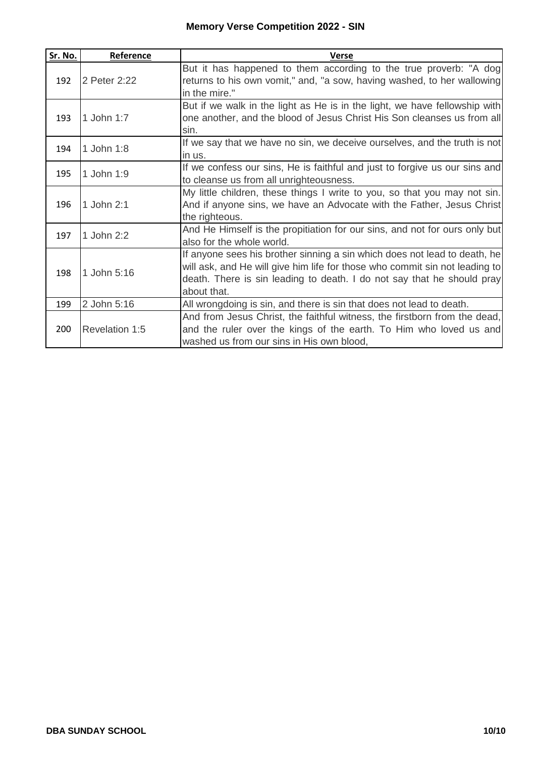# Memory Verse Competition 2022 - SIN

| Sr. No. | Reference | Verse |
| --- | --- | --- |
| 192 | 2 Peter 2:22 | But it has happened to them according to the true proverb: "A dog returns to his own vomit," and, "a sow, having washed, to her wallowing in the mire." |
| 193 | 1 John 1:7 | But if we walk in the light as He is in the light, we have fellowship with one another, and the blood of Jesus Christ His Son cleanses us from all sin. |
| 194 | 1 John 1:8 | If we say that we have no sin, we deceive ourselves, and the truth is not in us. |
| 195 | 1 John 1:9 | If we confess our sins, He is faithful and just to forgive us our sins and to cleanse us from all unrighteousness. |
| 196 | 1 John 2:1 | My little children, these things I write to you, so that you may not sin. And if anyone sins, we have an Advocate with the Father, Jesus Christ the righteous. |
| 197 | 1 John 2:2 | And He Himself is the propitiation for our sins, and not for ours only but also for the whole world. |
| 198 | 1 John 5:16 | If anyone sees his brother sinning a sin which does not lead to death, he will ask, and He will give him life for those who commit sin not leading to death. There is sin leading to death. I do not say that he should pray about that. |
| 199 | 2 John 5:16 | All wrongdoing is sin, and there is sin that does not lead to death. |
| 200 | Revelation 1:5 | And from Jesus Christ, the faithful witness, the firstborn from the dead, and the ruler over the kings of the earth. To Him who loved us and washed us from our sins in His own blood, |

DBA SUNDAY SCHOOL